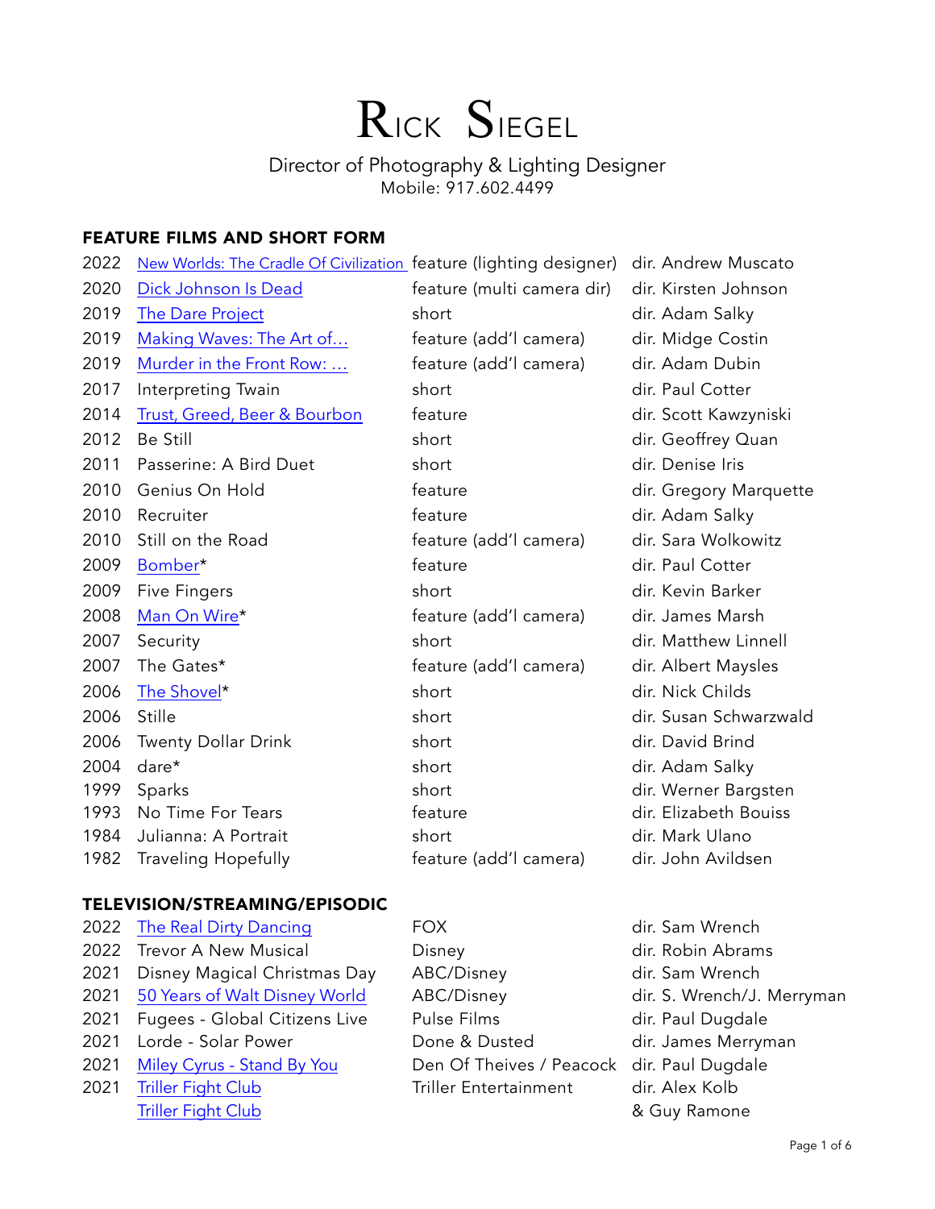# Rick Siegel

Director of Photography & Lighting Designer
Mobile: 917.602.4499

## FEATURE FILMS AND SHORT FORM

| | | | |
|---|---|---|---|
| 2022 | New Worlds: The Cradle Of Civilization | feature (lighting designer) | dir. Andrew Muscato |
| 2020 | Dick Johnson Is Dead | feature (multi camera dir) | dir. Kirsten Johnson |
| 2019 | The Dare Project | short | dir. Adam Salky |
| 2019 | Making Waves: The Art of… | feature (add'l camera) | dir. Midge Costin |
| 2019 | Murder in the Front Row: … | feature (add'l camera) | dir. Adam Dubin |
| 2017 | Interpreting Twain | short | dir. Paul Cotter |
| 2014 | Trust, Greed, Beer & Bourbon | feature | dir. Scott Kawzyniski |
| 2012 | Be Still | short | dir. Geoffrey Quan |
| 2011 | Passerine: A Bird Duet | short | dir. Denise Iris |
| 2010 | Genius On Hold | feature | dir. Gregory Marquette |
| 2010 | Recruiter | feature | dir. Adam Salky |
| 2010 | Still on the Road | feature (add'l camera) | dir. Sara Wolkowitz |
| 2009 | Bomber* | feature | dir. Paul Cotter |
| 2009 | Five Fingers | short | dir. Kevin Barker |
| 2008 | Man On Wire* | feature (add'l camera) | dir. James Marsh |
| 2007 | Security | short | dir. Matthew Linnell |
| 2007 | The Gates* | feature (add'l camera) | dir. Albert Maysles |
| 2006 | The Shovel* | short | dir. Nick Childs |
| 2006 | Stille | short | dir. Susan Schwarzwald |
| 2006 | Twenty Dollar Drink | short | dir. David Brind |
| 2004 | dare* | short | dir. Adam Salky |
| 1999 | Sparks | short | dir. Werner Bargsten |
| 1993 | No Time For Tears | feature | dir. Elizabeth Bouiss |
| 1984 | Julianna: A Portrait | short | dir. Mark Ulano |
| 1982 | Traveling Hopefully | feature (add'l camera) | dir. John Avildsen |

## TELEVISION/STREAMING/EPISODIC

| | | | |
|---|---|---|---|
| 2022 | The Real Dirty Dancing | FOX | dir. Sam Wrench |
| 2022 | Trevor A New Musical | Disney | dir. Robin Abrams |
| 2021 | Disney Magical Christmas Day | ABC/Disney | dir. Sam Wrench |
| 2021 | 50 Years of Walt Disney World | ABC/Disney | dir. S. Wrench/J. Merryman |
| 2021 | Fugees - Global Citizens Live | Pulse Films | dir. Paul Dugdale |
| 2021 | Lorde - Solar Power | Done & Dusted | dir. James Merryman |
| 2021 | Miley Cyrus - Stand By You | Den Of Theives / Peacock | dir. Paul Dugdale |
| 2021 | Triller Fight Club | Triller Entertainment | dir. Alex Kolb |
| | Triller Fight Club | | & Guy Ramone |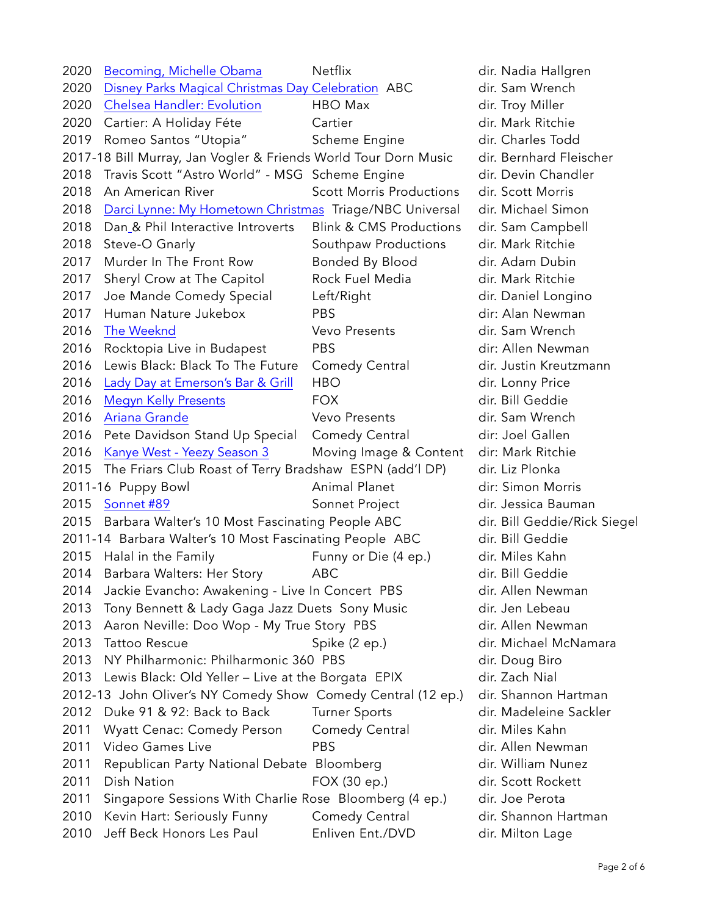| Year | Title | Network/Company | Director |
|---|---|---|---|
| 2020 | Becoming, Michelle Obama | Netflix | dir. Nadia Hallgren |
| 2020 | Disney Parks Magical Christmas Day Celebration | ABC | dir. Sam Wrench |
| 2020 | Chelsea Handler: Evolution | HBO Max | dir. Troy Miller |
| 2020 | Cartier: A Holiday Féte | Cartier | dir. Mark Ritchie |
| 2019 | Romeo Santos "Utopia" | Scheme Engine | dir. Charles Todd |
| 2017-18 | Bill Murray, Jan Vogler & Friends World Tour | Dorn Music | dir. Bernhard Fleischer |
| 2018 | Travis Scott "Astro World" - MSG | Scheme Engine | dir. Devin Chandler |
| 2018 | An American River | Scott Morris Productions | dir. Scott Morris |
| 2018 | Darci Lynne: My Hometown Christmas | Triage/NBC Universal | dir. Michael Simon |
| 2018 | Dan & Phil Interactive Introverts | Blink & CMS Productions | dir. Sam Campbell |
| 2018 | Steve-O Gnarly | Southpaw Productions | dir. Mark Ritchie |
| 2017 | Murder In The Front Row | Bonded By Blood | dir. Adam Dubin |
| 2017 | Sheryl Crow at The Capitol | Rock Fuel Media | dir. Mark Ritchie |
| 2017 | Joe Mande Comedy Special | Left/Right | dir. Daniel Longino |
| 2017 | Human Nature Jukebox | PBS | dir: Alan Newman |
| 2016 | The Weeknd | Vevo Presents | dir. Sam Wrench |
| 2016 | Rocktopia Live in Budapest | PBS | dir: Allen Newman |
| 2016 | Lewis Black: Black To The Future | Comedy Central | dir. Justin Kreutzmann |
| 2016 | Lady Day at Emerson's Bar & Grill | HBO | dir. Lonny Price |
| 2016 | Megyn Kelly Presents | FOX | dir. Bill Geddie |
| 2016 | Ariana Grande | Vevo Presents | dir. Sam Wrench |
| 2016 | Pete Davidson Stand Up Special | Comedy Central | dir: Joel Gallen |
| 2016 | Kanye West - Yeezy Season 3 | Moving Image & Content | dir: Mark Ritchie |
| 2015 | The Friars Club Roast of Terry Bradshaw | ESPN (add'l DP) | dir. Liz Plonka |
| 2011-16 | Puppy Bowl | Animal Planet | dir: Simon Morris |
| 2015 | Sonnet #89 | Sonnet Project | dir. Jessica Bauman |
| 2015 | Barbara Walter's 10 Most Fascinating People | ABC | dir. Bill Geddie/Rick Siegel |
| 2011-14 | Barbara Walter's 10 Most Fascinating People | ABC | dir. Bill Geddie |
| 2015 | Halal in the Family | Funny or Die (4 ep.) | dir. Miles Kahn |
| 2014 | Barbara Walters: Her Story | ABC | dir. Bill Geddie |
| 2014 | Jackie Evancho: Awakening - Live In Concert | PBS | dir. Allen Newman |
| 2013 | Tony Bennett & Lady Gaga Jazz Duets | Sony Music | dir. Jen Lebeau |
| 2013 | Aaron Neville: Doo Wop - My True Story | PBS | dir. Allen Newman |
| 2013 | Tattoo Rescue | Spike (2 ep.) | dir. Michael McNamara |
| 2013 | NY Philharmonic: Philharmonic 360 | PBS | dir. Doug Biro |
| 2013 | Lewis Black: Old Yeller – Live at the Borgata | EPIX | dir. Zach Nial |
| 2012-13 | John Oliver's NY Comedy Show | Comedy Central (12 ep.) | dir. Shannon Hartman |
| 2012 | Duke 91 & 92: Back to Back | Turner Sports | dir. Madeleine Sackler |
| 2011 | Wyatt Cenac: Comedy Person | Comedy Central | dir. Miles Kahn |
| 2011 | Video Games Live | PBS | dir. Allen Newman |
| 2011 | Republican Party National Debate | Bloomberg | dir. William Nunez |
| 2011 | Dish Nation | FOX (30 ep.) | dir. Scott Rockett |
| 2011 | Singapore Sessions With Charlie Rose | Bloomberg (4 ep.) | dir. Joe Perota |
| 2010 | Kevin Hart: Seriously Funny | Comedy Central | dir. Shannon Hartman |
| 2010 | Jeff Beck Honors Les Paul | Enliven Ent./DVD | dir. Milton Lage |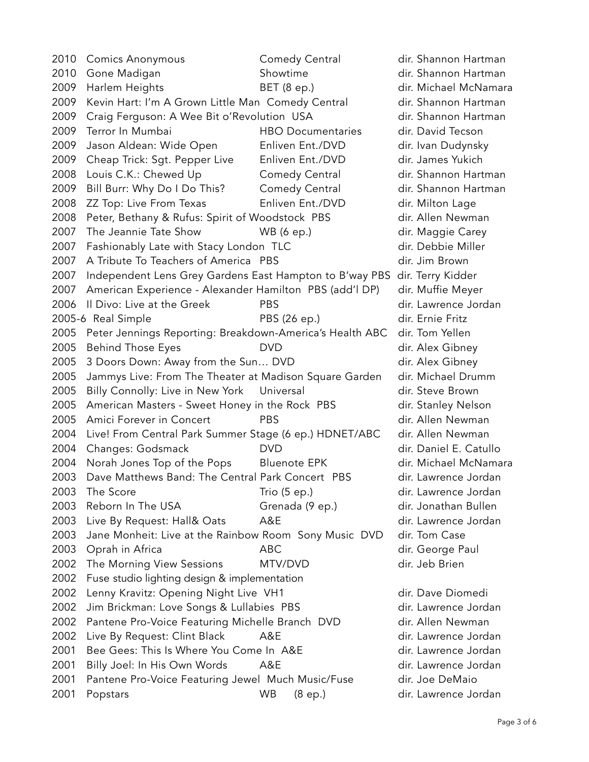| | | | |
|---|---|---|---|
| 2010 | Comics Anonymous | Comedy Central | dir. Shannon Hartman |
| 2010 | Gone Madigan | Showtime | dir. Shannon Hartman |
| 2009 | Harlem Heights | BET (8 ep.) | dir. Michael McNamara |
| 2009 | Kevin Hart: I'm A Grown Little Man | Comedy Central | dir. Shannon Hartman |
| 2009 | Craig Ferguson: A Wee Bit o'Revolution | USA | dir. Shannon Hartman |
| 2009 | Terror In Mumbai | HBO Documentaries | dir. David Tecson |
| 2009 | Jason Aldean: Wide Open | Enliven Ent./DVD | dir. Ivan Dudynsky |
| 2009 | Cheap Trick: Sgt. Pepper Live | Enliven Ent./DVD | dir. James Yukich |
| 2008 | Louis C.K.: Chewed Up | Comedy Central | dir. Shannon Hartman |
| 2009 | Bill Burr: Why Do I Do This? | Comedy Central | dir. Shannon Hartman |
| 2008 | ZZ Top: Live From Texas | Enliven Ent./DVD | dir. Milton Lage |
| 2008 | Peter, Bethany & Rufus: Spirit of Woodstock | PBS | dir. Allen Newman |
| 2007 | The Jeannie Tate Show | WB (6 ep.) | dir. Maggie Carey |
| 2007 | Fashionably Late with Stacy London | TLC | dir. Debbie Miller |
| 2007 | A Tribute To Teachers of America | PBS | dir. Jim Brown |
| 2007 | Independent Lens Grey Gardens East Hampton to B'way | PBS | dir. Terry Kidder |
| 2007 | American Experience - Alexander Hamilton | PBS (add'l DP) | dir. Muffie Meyer |
| 2006 | Il Divo: Live at the Greek | PBS | dir. Lawrence Jordan |
| 2005-6 | Real Simple | PBS (26 ep.) | dir. Ernie Fritz |
| 2005 | Peter Jennings Reporting: Breakdown-America's Health | ABC | dir. Tom Yellen |
| 2005 | Behind Those Eyes | DVD | dir. Alex Gibney |
| 2005 | 3 Doors Down: Away from the Sun… | DVD | dir. Alex Gibney |
| 2005 | Jammys Live: From The Theater at Madison Square Garden | | dir. Michael Drumm |
| 2005 | Billy Connolly: Live in New York | Universal | dir. Steve Brown |
| 2005 | American Masters - Sweet Honey in the Rock | PBS | dir. Stanley Nelson |
| 2005 | Amici Forever in Concert | PBS | dir. Allen Newman |
| 2004 | Live! From Central Park Summer Stage (6 ep.) | HDNET/ABC | dir. Allen Newman |
| 2004 | Changes: Godsmack | DVD | dir. Daniel E. Catullo |
| 2004 | Norah Jones Top of the Pops | Bluenote EPK | dir. Michael McNamara |
| 2003 | Dave Matthews Band: The Central Park Concert | PBS | dir. Lawrence Jordan |
| 2003 | The Score | Trio (5 ep.) | dir. Lawrence Jordan |
| 2003 | Reborn In The USA | Grenada (9 ep.) | dir. Jonathan Bullen |
| 2003 | Live By Request: Hall& Oats | A&E | dir. Lawrence Jordan |
| 2003 | Jane Monheit: Live at the Rainbow Room | Sony Music DVD | dir. Tom Case |
| 2003 | Oprah in Africa | ABC | dir. George Paul |
| 2002 | The Morning View Sessions | MTV/DVD | dir. Jeb Brien |
| 2002 | Fuse studio lighting design & implementation | | |
| 2002 | Lenny Kravitz: Opening Night Live | VH1 | dir. Dave Diomedi |
| 2002 | Jim Brickman: Love Songs & Lullabies | PBS | dir. Lawrence Jordan |
| 2002 | Pantene Pro-Voice Featuring Michelle Branch | DVD | dir. Allen Newman |
| 2002 | Live By Request: Clint Black | A&E | dir. Lawrence Jordan |
| 2001 | Bee Gees: This Is Where You Come In | A&E | dir. Lawrence Jordan |
| 2001 | Billy Joel: In His Own Words | A&E | dir. Lawrence Jordan |
| 2001 | Pantene Pro-Voice Featuring Jewel | Much Music/Fuse | dir. Joe DeMaio |
| 2001 | Popstars | WB (8 ep.) | dir. Lawrence Jordan |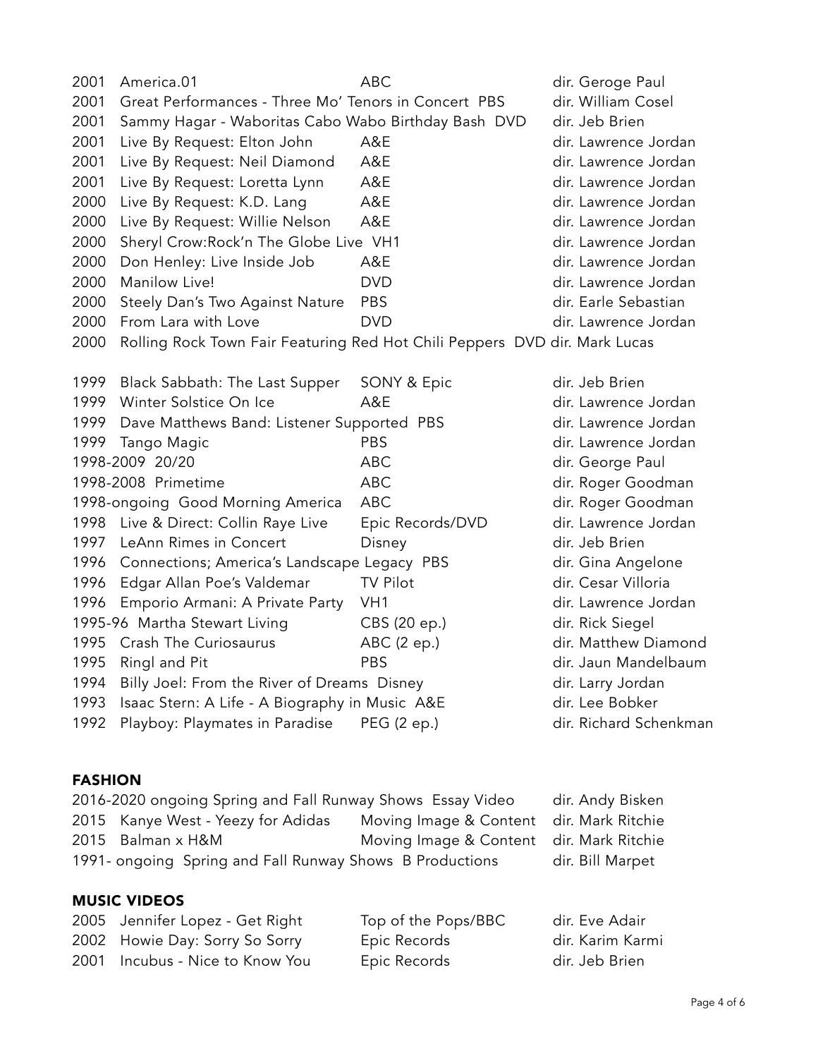| | | | |
|---|---|---|---|
| 2001 | America.01 | ABC | dir. Geroge Paul |
| 2001 | Great Performances - Three Mo' Tenors in Concert | PBS | dir. William Cosel |
| 2001 | Sammy Hagar - Waboritas Cabo Wabo Birthday Bash | DVD | dir. Jeb Brien |
| 2001 | Live By Request: Elton John | A&E | dir. Lawrence Jordan |
| 2001 | Live By Request: Neil Diamond | A&E | dir. Lawrence Jordan |
| 2001 | Live By Request: Loretta Lynn | A&E | dir. Lawrence Jordan |
| 2000 | Live By Request: K.D. Lang | A&E | dir. Lawrence Jordan |
| 2000 | Live By Request: Willie Nelson | A&E | dir. Lawrence Jordan |
| 2000 | Sheryl Crow:Rock'n The Globe Live | VH1 | dir. Lawrence Jordan |
| 2000 | Don Henley: Live Inside Job | A&E | dir. Lawrence Jordan |
| 2000 | Manilow Live! | DVD | dir. Lawrence Jordan |
| 2000 | Steely Dan's Two Against Nature | PBS | dir. Earle Sebastian |
| 2000 | From Lara with Love | DVD | dir. Lawrence Jordan |
| 2000 | Rolling Rock Town Fair Featuring Red Hot Chili Peppers | DVD | dir. Mark Lucas |
| 1999 | Black Sabbath: The Last Supper | SONY & Epic | dir. Jeb Brien |
| 1999 | Winter Solstice On Ice | A&E | dir. Lawrence Jordan |
| 1999 | Dave Matthews Band: Listener Supported | PBS | dir. Lawrence Jordan |
| 1999 | Tango Magic | PBS | dir. Lawrence Jordan |
| 1998-2009 | 20/20 | ABC | dir. George Paul |
| 1998-2008 | Primetime | ABC | dir. Roger Goodman |
| 1998-ongoing | Good Morning America | ABC | dir. Roger Goodman |
| 1998 | Live & Direct: Collin Raye Live | Epic Records/DVD | dir. Lawrence Jordan |
| 1997 | LeAnn Rimes in Concert | Disney | dir. Jeb Brien |
| 1996 | Connections; America's Landscape Legacy | PBS | dir. Gina Angelone |
| 1996 | Edgar Allan Poe's Valdemar | TV Pilot | dir. Cesar Villoria |
| 1996 | Emporio Armani: A Private Party | VH1 | dir. Lawrence Jordan |
| 1995-96 | Martha Stewart Living | CBS (20 ep.) | dir. Rick Siegel |
| 1995 | Crash The Curiosaurus | ABC (2 ep.) | dir. Matthew Diamond |
| 1995 | Ringl and Pit | PBS | dir. Jaun Mandelbaum |
| 1994 | Billy Joel: From the River of Dreams | Disney | dir. Larry Jordan |
| 1993 | Isaac Stern: A Life - A Biography in Music | A&E | dir. Lee Bobker |
| 1992 | Playboy: Playmates in Paradise | PEG (2 ep.) | dir. Richard Schenkman |

### FASHION

| | | | |
|---|---|---|---|
| 2016-2020 ongoing | Spring and Fall Runway Shows | Essay Video | dir. Andy Bisken |
| 2015 | Kanye West - Yeezy for Adidas | Moving Image & Content | dir. Mark Ritchie |
| 2015 | Balman x H&M | Moving Image & Content | dir. Mark Ritchie |
| 1991- ongoing | Spring and Fall Runway Shows | B Productions | dir. Bill Marpet |

### MUSIC VIDEOS

| | | | |
|---|---|---|---|
| 2005 | Jennifer Lopez - Get Right | Top of the Pops/BBC | dir. Eve Adair |
| 2002 | Howie Day: Sorry So Sorry | Epic Records | dir. Karim Karmi |
| 2001 | Incubus - Nice to Know You | Epic Records | dir. Jeb Brien |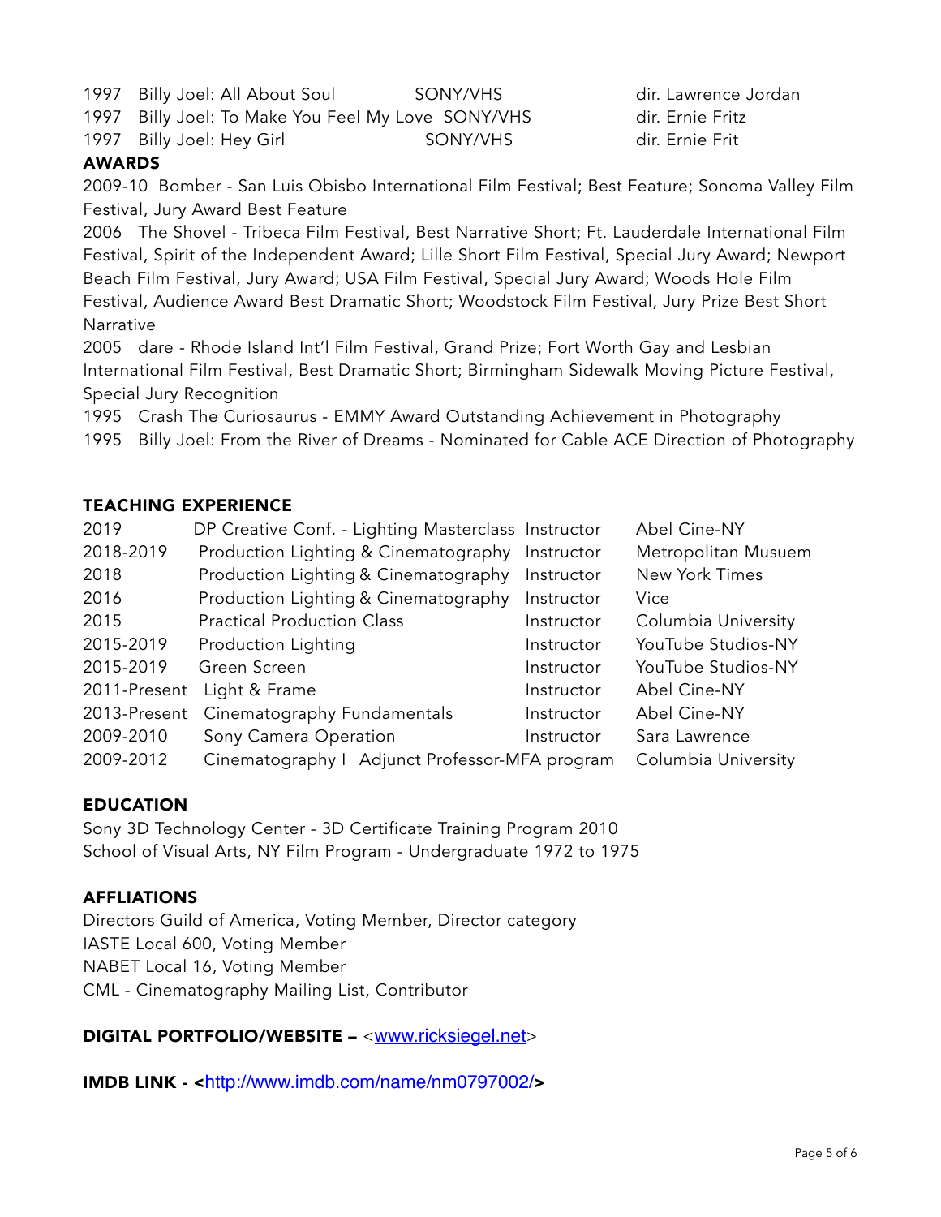| | | | |
|---|---|---|---|
| 1997 | Billy Joel: All About Soul | SONY/VHS | dir. Lawrence Jordan |
| 1997 | Billy Joel: To Make You Feel My Love | SONY/VHS | dir. Ernie Fritz |
| 1997 | Billy Joel: Hey Girl | SONY/VHS | dir. Ernie Frit |

**AWARDS**

2009-10 Bomber - San Luis Obisbo International Film Festival; Best Feature; Sonoma Valley Film Festival, Jury Award Best Feature

2006 The Shovel - Tribeca Film Festival, Best Narrative Short; Ft. Lauderdale International Film Festival, Spirit of the Independent Award; Lille Short Film Festival, Special Jury Award; Newport Beach Film Festival, Jury Award; USA Film Festival, Special Jury Award; Woods Hole Film Festival, Audience Award Best Dramatic Short; Woodstock Film Festival, Jury Prize Best Short Narrative

2005 dare - Rhode Island Int'l Film Festival, Grand Prize; Fort Worth Gay and Lesbian International Film Festival, Best Dramatic Short; Birmingham Sidewalk Moving Picture Festival, Special Jury Recognition

1995 Crash The Curiosaurus - EMMY Award Outstanding Achievement in Photography

1995 Billy Joel: From the River of Dreams - Nominated for Cable ACE Direction of Photography

**TEACHING EXPERIENCE**

| | | | |
|---|---|---|---|
| 2019 | DP Creative Conf. - Lighting Masterclass | Instructor | Abel Cine-NY |
| 2018-2019 | Production Lighting & Cinematography | Instructor | Metropolitan Musuem |
| 2018 | Production Lighting & Cinematography | Instructor | New York Times |
| 2016 | Production Lighting & Cinematography | Instructor | Vice |
| 2015 | Practical Production Class | Instructor | Columbia University |
| 2015-2019 | Production Lighting | Instructor | YouTube Studios-NY |
| 2015-2019 | Green Screen | Instructor | YouTube Studios-NY |
| 2011-Present | Light & Frame | Instructor | Abel Cine-NY |
| 2013-Present | Cinematography Fundamentals | Instructor | Abel Cine-NY |
| 2009-2010 | Sony Camera Operation | Instructor | Sara Lawrence |
| 2009-2012 | Cinematography I | Adjunct Professor-MFA program | Columbia University |

**EDUCATION**

Sony 3D Technology Center - 3D Certificate Training Program 2010
School of Visual Arts, NY Film Program - Undergraduate 1972 to 1975

**AFFLIATIONS**

Directors Guild of America, Voting Member, Director category
IASTE Local 600, Voting Member
NABET Local 16, Voting Member
CML - Cinematography Mailing List, Contributor

**DIGITAL PORTFOLIO/WEBSITE –** <www.ricksiegel.net>

**IMDB LINK - <**http://www.imdb.com/name/nm0797002/**>**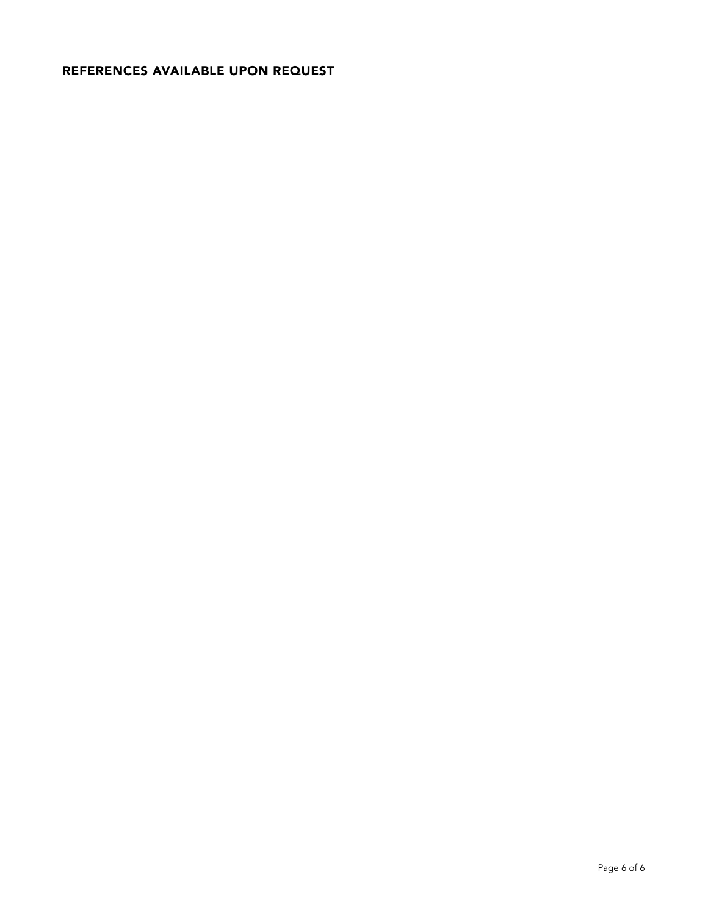## REFERENCES AVAILABLE UPON REQUEST